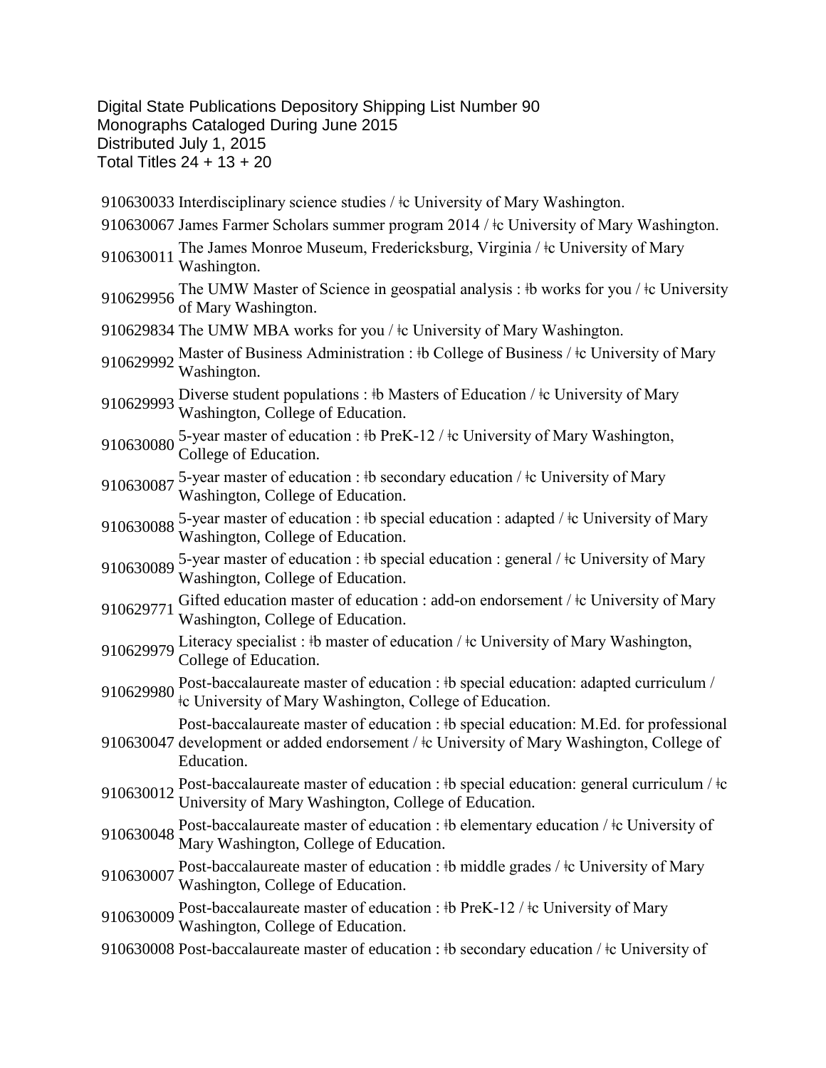Digital State Publications Depository Shipping List Number 90
Monographs Cataloged During June 2015
Distributed July 1, 2015
Total Titles 24 + 13 + 20

910630033 Interdisciplinary science studies / ǂc University of Mary Washington.

910630067 James Farmer Scholars summer program 2014 / ǂc University of Mary Washington.

910630011 The James Monroe Museum, Fredericksburg, Virginia / ǂc University of Mary Washington.

910629956 The UMW Master of Science in geospatial analysis : ǂb works for you / ǂc University of Mary Washington.

910629834 The UMW MBA works for you / ǂc University of Mary Washington.

910629992 Master of Business Administration : ǂb College of Business / ǂc University of Mary Washington.

910629993 Diverse student populations : ǂb Masters of Education / ǂc University of Mary Washington, College of Education.

910630080 5-year master of education : ǂb PreK-12 / ǂc University of Mary Washington, College of Education.

910630087 5-year master of education : ǂb secondary education / ǂc University of Mary Washington, College of Education.

910630088 5-year master of education : ǂb special education : adapted / ǂc University of Mary Washington, College of Education.

910630089 5-year master of education : ǂb special education : general / ǂc University of Mary Washington, College of Education.

910629771 Gifted education master of education : add-on endorsement / ǂc University of Mary Washington, College of Education.

910629979 Literacy specialist : ǂb master of education / ǂc University of Mary Washington, College of Education.

910629980 Post-baccalaureate master of education : ǂb special education: adapted curriculum / ǂc University of Mary Washington, College of Education.

910630047 Post-baccalaureate master of education : ǂb special education: M.Ed. for professional development or added endorsement / ǂc University of Mary Washington, College of Education.

910630012 Post-baccalaureate master of education : ǂb special education: general curriculum / ǂc University of Mary Washington, College of Education.

910630048 Post-baccalaureate master of education : ǂb elementary education / ǂc University of Mary Washington, College of Education.

910630007 Post-baccalaureate master of education : ǂb middle grades / ǂc University of Mary Washington, College of Education.

910630009 Post-baccalaureate master of education : ǂb PreK-12 / ǂc University of Mary Washington, College of Education.

910630008 Post-baccalaureate master of education : ǂb secondary education / ǂc University of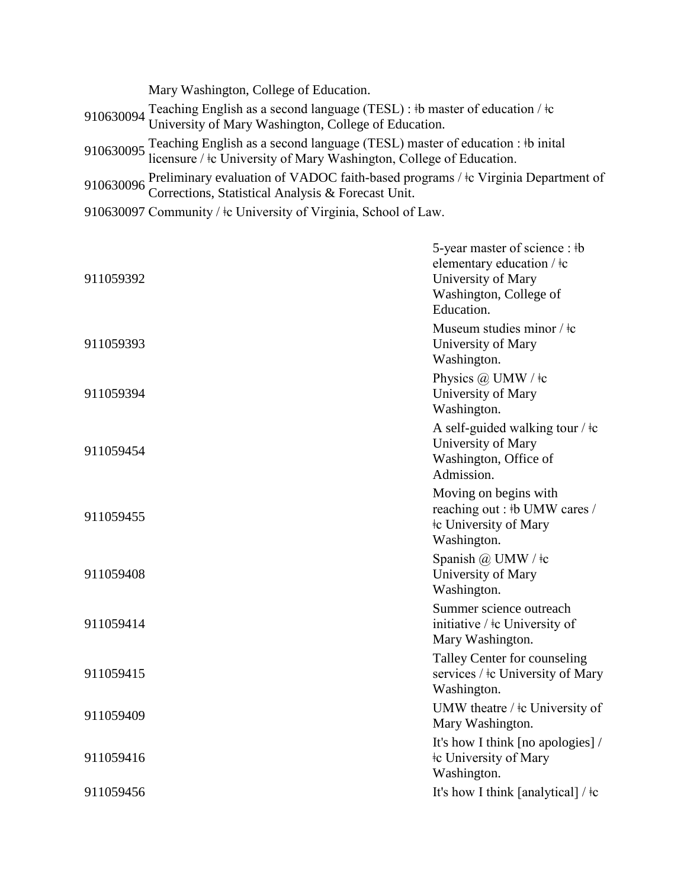Mary Washington, College of Education.

910630094 Teaching English as a second language (TESL) : ǂb master of education / ǂc University of Mary Washington, College of Education.

910630095 Teaching English as a second language (TESL) master of education : ǂb inital licensure / ǂc University of Mary Washington, College of Education.

910630096 Preliminary evaluation of VADOC faith-based programs / ǂc Virginia Department of Corrections, Statistical Analysis & Forecast Unit.

910630097 Community / ǂc University of Virginia, School of Law.

| | |
|---|---|
| 911059392 | 5-year master of science : ǂb elementary education / ǂc University of Mary Washington, College of Education. |
| 911059393 | Museum studies minor / ǂc University of Mary Washington. |
| 911059394 | Physics @ UMW / ǂc University of Mary Washington. |
| 911059454 | A self-guided walking tour / ǂc University of Mary Washington, Office of Admission. |
| 911059455 | Moving on begins with reaching out : ǂb UMW cares / ǂc University of Mary Washington. |
| 911059408 | Spanish @ UMW / ǂc University of Mary Washington. |
| 911059414 | Summer science outreach initiative / ǂc University of Mary Washington. |
| 911059415 | Talley Center for counseling services / ǂc University of Mary Washington. |
| 911059409 | UMW theatre / ǂc University of Mary Washington. |
| 911059416 | It's how I think [no apologies] / ǂc University of Mary Washington. |
| 911059456 | It's how I think [analytical] / ǂc |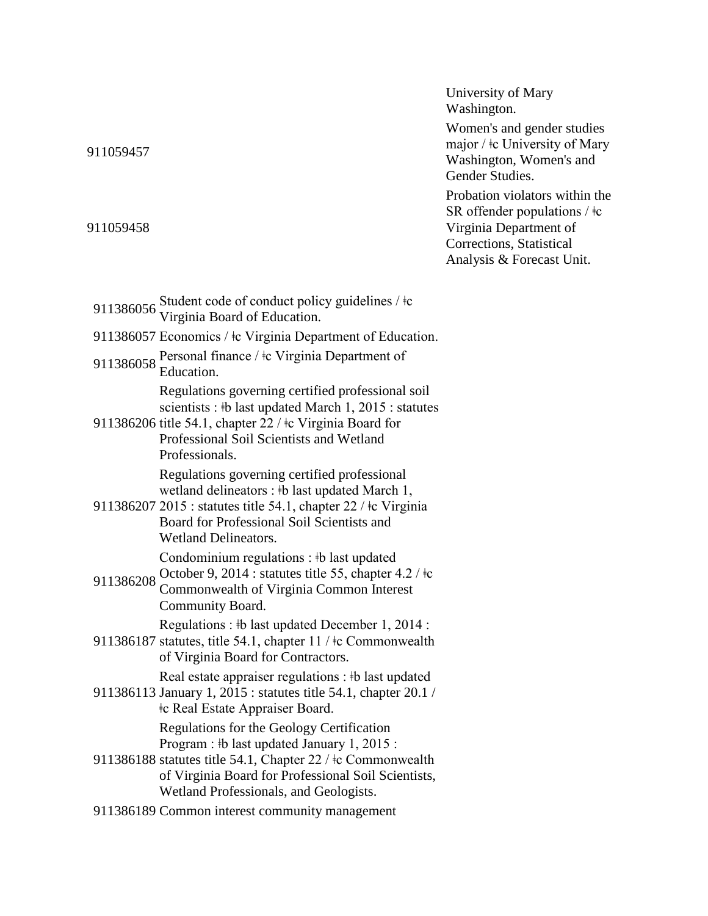| | |
|---|---|
| | University of Mary Washington. |
| 911059457 | Women's and gender studies major / ǂc University of Mary Washington, Women's and Gender Studies. |
| 911059458 | Probation violators within the SR offender populations / ǂc Virginia Department of Corrections, Statistical Analysis & Forecast Unit. |

| | |
|---|---|
| 911386056 | Student code of conduct policy guidelines / ǂc Virginia Board of Education. |
| 911386057 | Economics / ǂc Virginia Department of Education. |
| 911386058 | Personal finance / ǂc Virginia Department of Education. |
| 911386206 | Regulations governing certified professional soil scientists : ǂb last updated March 1, 2015 : statutes title 54.1, chapter 22 / ǂc Virginia Board for Professional Soil Scientists and Wetland Professionals. |
| 911386207 | Regulations governing certified professional wetland delineators : ǂb last updated March 1, 2015 : statutes title 54.1, chapter 22 / ǂc Virginia Board for Professional Soil Scientists and Wetland Delineators. |
| 911386208 | Condominium regulations : ǂb last updated October 9, 2014 : statutes title 55, chapter 4.2 / ǂc Commonwealth of Virginia Common Interest Community Board. |
| 911386187 | Regulations : ǂb last updated December 1, 2014 : statutes, title 54.1, chapter 11 / ǂc Commonwealth of Virginia Board for Contractors. |
| 911386113 | Real estate appraiser regulations : ǂb last updated January 1, 2015 : statutes title 54.1, chapter 20.1 / ǂc Real Estate Appraiser Board. |
| 911386188 | Regulations for the Geology Certification Program : ǂb last updated January 1, 2015 : statutes title 54.1, Chapter 22 / ǂc Commonwealth of Virginia Board for Professional Soil Scientists, Wetland Professionals, and Geologists. |
| 911386189 | Common interest community management |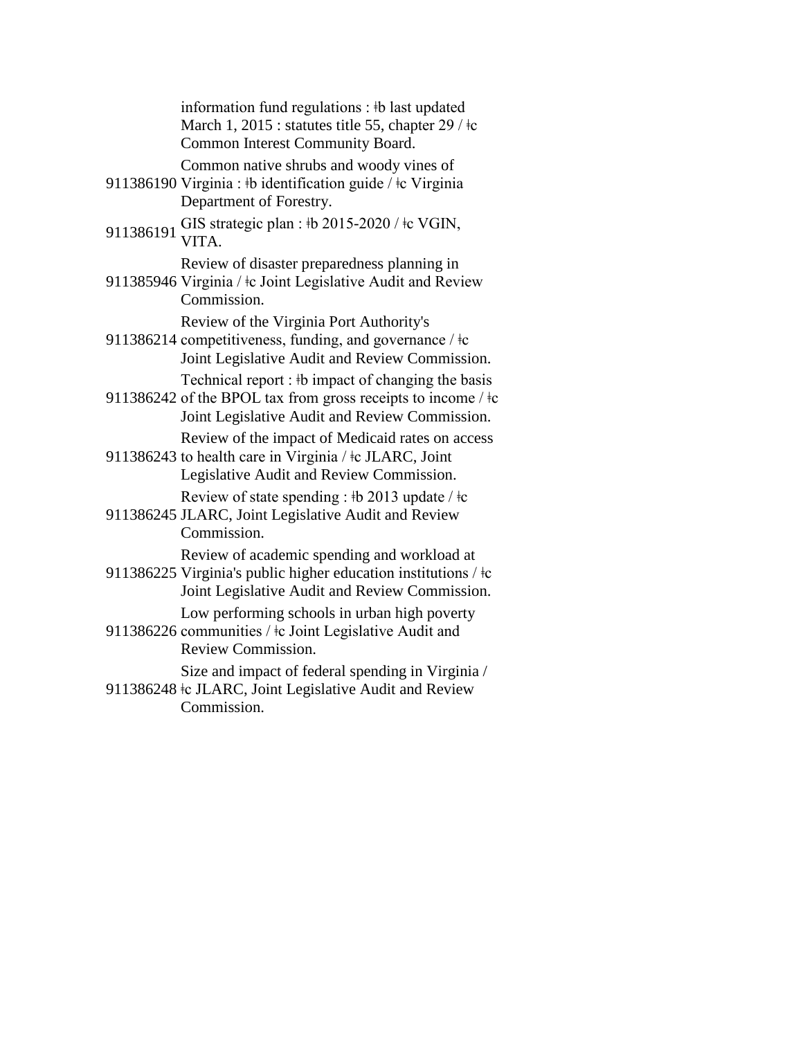| | |
|---|---|
| | information fund regulations : ǂb last updated March 1, 2015 : statutes title 55, chapter 29 / ǂc Common Interest Community Board. |
| 911386190 | Common native shrubs and woody vines of Virginia : ǂb identification guide / ǂc Virginia Department of Forestry. |
| 911386191 | GIS strategic plan : ǂb 2015-2020 / ǂc VGIN, VITA. |
| 911385946 | Review of disaster preparedness planning in Virginia / ǂc Joint Legislative Audit and Review Commission. |
| 911386214 | Review of the Virginia Port Authority's competitiveness, funding, and governance / ǂc Joint Legislative Audit and Review Commission. |
| 911386242 | Technical report : ǂb impact of changing the basis of the BPOL tax from gross receipts to income / ǂc Joint Legislative Audit and Review Commission. |
| 911386243 | Review of the impact of Medicaid rates on access to health care in Virginia / ǂc JLARC, Joint Legislative Audit and Review Commission. |
| 911386245 | Review of state spending : ǂb 2013 update / ǂc JLARC, Joint Legislative Audit and Review Commission. |
| 911386225 | Review of academic spending and workload at Virginia's public higher education institutions / ǂc Joint Legislative Audit and Review Commission. |
| 911386226 | Low performing schools in urban high poverty communities / ǂc Joint Legislative Audit and Review Commission. |
| 911386248 | Size and impact of federal spending in Virginia / ǂc JLARC, Joint Legislative Audit and Review Commission. |